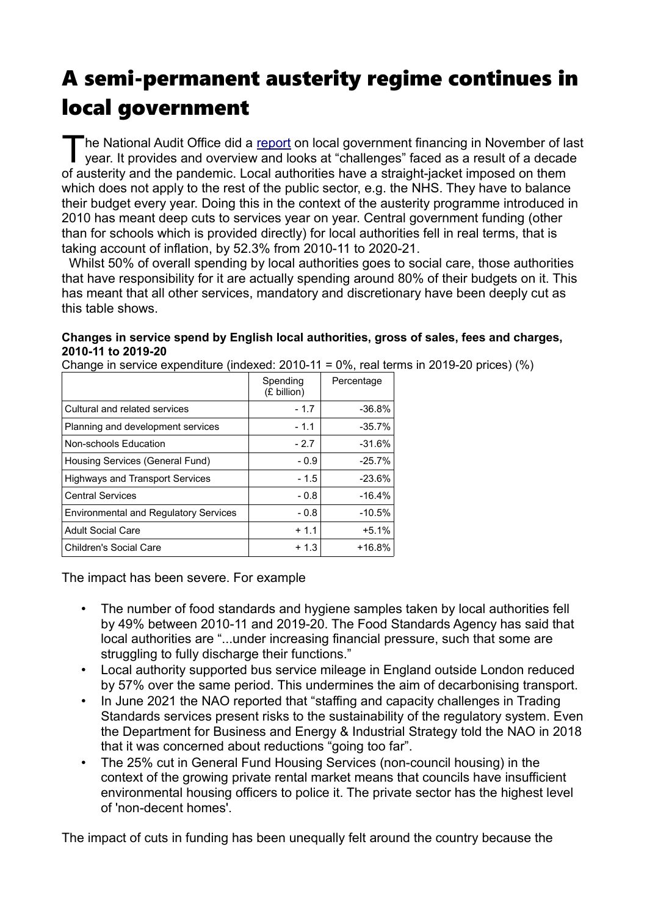# A semi-permanent austerity regime continues in local government

The National Audit Office did a report on local government financing in November of last year. It provides and overview and looks at "challenges" faced as a result of a decade of austerity and the pandemic. Local authorities have a straight-jacket imposed on them which does not apply to the rest of the public sector, e.g. the NHS. They have to balance their budget every year. Doing this in the context of the austerity programme introduced in 2010 has meant deep cuts to services year on year. Central government funding (other than for schools which is provided directly) for local authorities fell in real terms, that is taking account of inflation, by 52.3% from 2010-11 to 2020-21.

Whilst 50% of overall spending by local authorities goes to social care, those authorities that have responsibility for it are actually spending around 80% of their budgets on it. This has meant that all other services, mandatory and discretionary have been deeply cut as this table shows.

**Changes in service spend by English local authorities, gross of sales, fees and charges, 2010-11 to 2019-20**

Change in service expenditure (indexed: 2010-11 = 0%, real terms in 2019-20 prices) (%)

| | Spending (£ billion) | Percentage |
|---|---|---|
| Cultural and related services | - 1.7 | -36.8% |
| Planning and development services | - 1.1 | -35.7% |
| Non-schools Education | - 2.7 | -31.6% |
| Housing Services (General Fund) | - 0.9 | -25.7% |
| Highways and Transport Services | - 1.5 | -23.6% |
| Central Services | - 0.8 | -16.4% |
| Environmental and Regulatory Services | - 0.8 | -10.5% |
| Adult Social Care | + 1.1 | +5.1% |
| Children's Social Care | + 1.3 | +16.8% |

The impact has been severe. For example

- The number of food standards and hygiene samples taken by local authorities fell by 49% between 2010-11 and 2019-20. The Food Standards Agency has said that local authorities are "...under increasing financial pressure, such that some are struggling to fully discharge their functions."
- Local authority supported bus service mileage in England outside London reduced by 57% over the same period. This undermines the aim of decarbonising transport.
- In June 2021 the NAO reported that "staffing and capacity challenges in Trading Standards services present risks to the sustainability of the regulatory system. Even the Department for Business and Energy & Industrial Strategy told the NAO in 2018 that it was concerned about reductions "going too far".
- The 25% cut in General Fund Housing Services (non-council housing) in the context of the growing private rental market means that councils have insufficient environmental housing officers to police it. The private sector has the highest level of 'non-decent homes'.

The impact of cuts in funding has been unequally felt around the country because the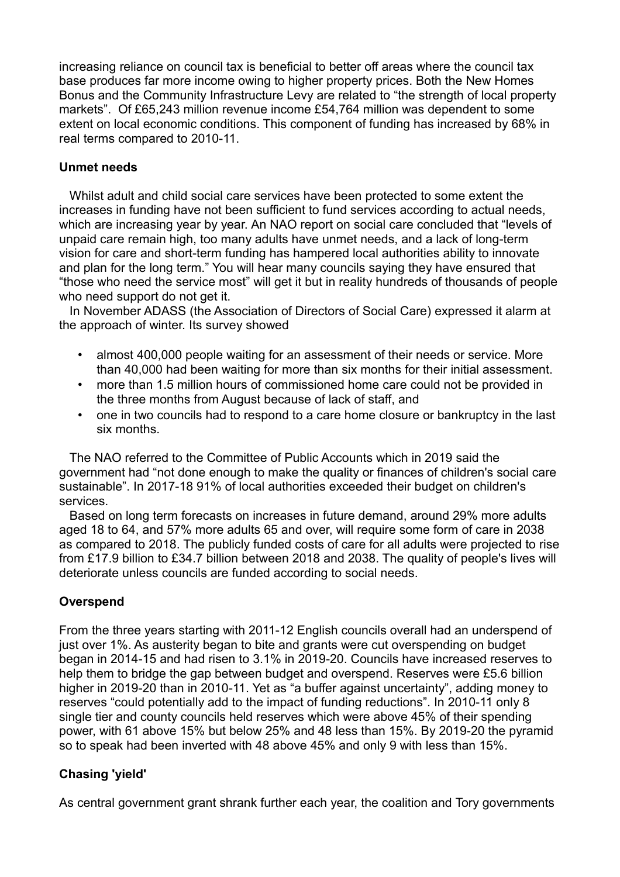increasing reliance on council tax is beneficial to better off areas where the council tax base produces far more income owing to higher property prices. Both the New Homes Bonus and the Community Infrastructure Levy are related to "the strength of local property markets". Of £65,243 million revenue income £54,764 million was dependent to some extent on local economic conditions. This component of funding has increased by 68% in real terms compared to 2010-11.

**Unmet needs**

Whilst adult and child social care services have been protected to some extent the increases in funding have not been sufficient to fund services according to actual needs, which are increasing year by year. An NAO report on social care concluded that "levels of unpaid care remain high, too many adults have unmet needs, and a lack of long-term vision for care and short-term funding has hampered local authorities ability to innovate and plan for the long term." You will hear many councils saying they have ensured that "those who need the service most" will get it but in reality hundreds of thousands of people who need support do not get it.

In November ADASS (the Association of Directors of Social Care) expressed it alarm at the approach of winter. Its survey showed

- almost 400,000 people waiting for an assessment of their needs or service. More than 40,000 had been waiting for more than six months for their initial assessment.
- more than 1.5 million hours of commissioned home care could not be provided in the three months from August because of lack of staff, and
- one in two councils had to respond to a care home closure or bankruptcy in the last six months.

The NAO referred to the Committee of Public Accounts which in 2019 said the government had "not done enough to make the quality or finances of children's social care sustainable". In 2017-18 91% of local authorities exceeded their budget on children's services.

Based on long term forecasts on increases in future demand, around 29% more adults aged 18 to 64, and 57% more adults 65 and over, will require some form of care in 2038 as compared to 2018. The publicly funded costs of care for all adults were projected to rise from £17.9 billion to £34.7 billion between 2018 and 2038. The quality of people's lives will deteriorate unless councils are funded according to social needs.

**Overspend**

From the three years starting with 2011-12 English councils overall had an underspend of just over 1%. As austerity began to bite and grants were cut overspending on budget began in 2014-15 and had risen to 3.1% in 2019-20. Councils have increased reserves to help them to bridge the gap between budget and overspend. Reserves were £5.6 billion higher in 2019-20 than in 2010-11. Yet as "a buffer against uncertainty", adding money to reserves "could potentially add to the impact of funding reductions". In 2010-11 only 8 single tier and county councils held reserves which were above 45% of their spending power, with 61 above 15% but below 25% and 48 less than 15%. By 2019-20 the pyramid so to speak had been inverted with 48 above 45% and only 9 with less than 15%.

**Chasing 'yield'**

As central government grant shrank further each year, the coalition and Tory governments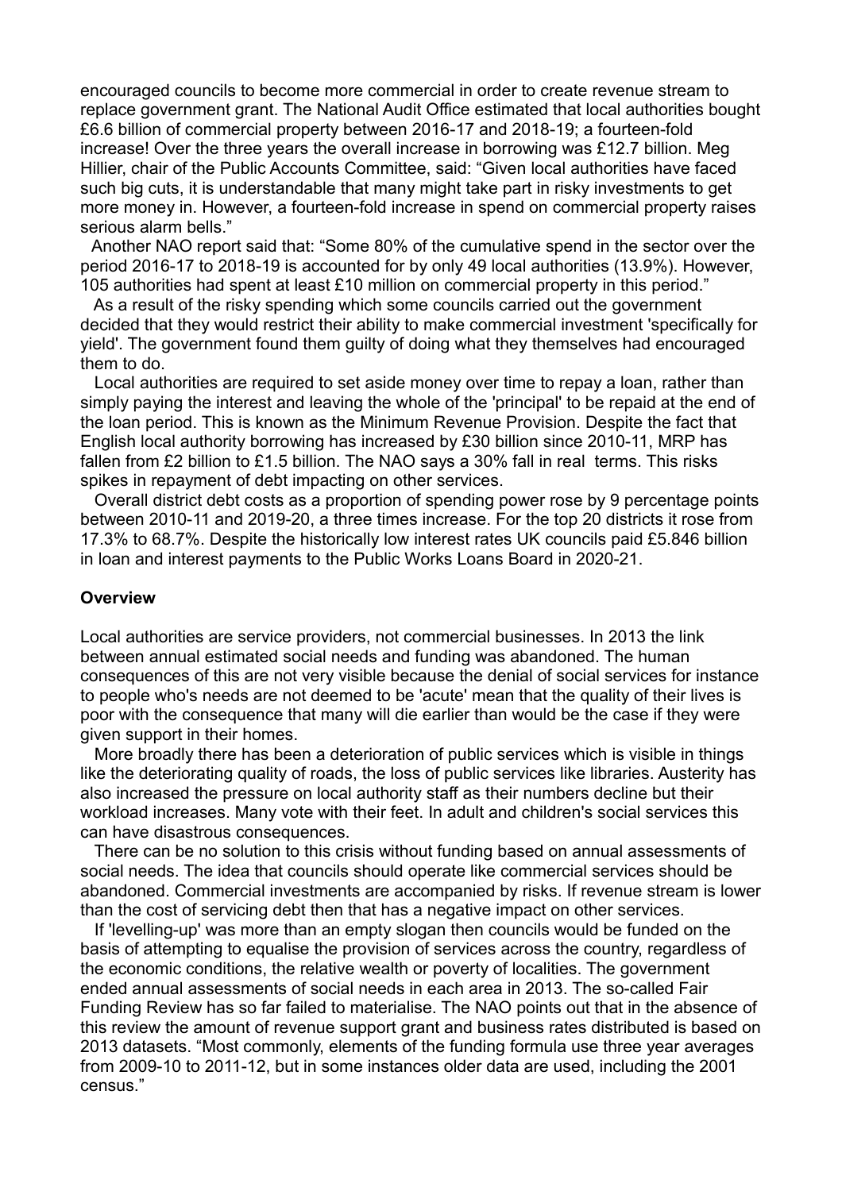encouraged councils to become more commercial in order to create revenue stream to replace government grant. The National Audit Office estimated that local authorities bought £6.6 billion of commercial property between 2016-17 and 2018-19; a fourteen-fold increase! Over the three years the overall increase in borrowing was £12.7 billion. Meg Hillier, chair of the Public Accounts Committee, said: "Given local authorities have faced such big cuts, it is understandable that many might take part in risky investments to get more money in. However, a fourteen-fold increase in spend on commercial property raises serious alarm bells."

Another NAO report said that: "Some 80% of the cumulative spend in the sector over the period 2016-17 to 2018-19 is accounted for by only 49 local authorities (13.9%). However, 105 authorities had spent at least £10 million on commercial property in this period."

As a result of the risky spending which some councils carried out the government decided that they would restrict their ability to make commercial investment 'specifically for yield'. The government found them guilty of doing what they themselves had encouraged them to do.

Local authorities are required to set aside money over time to repay a loan, rather than simply paying the interest and leaving the whole of the 'principal' to be repaid at the end of the loan period. This is known as the Minimum Revenue Provision. Despite the fact that English local authority borrowing has increased by £30 billion since 2010-11, MRP has fallen from £2 billion to £1.5 billion. The NAO says a 30% fall in real terms. This risks spikes in repayment of debt impacting on other services.

Overall district debt costs as a proportion of spending power rose by 9 percentage points between 2010-11 and 2019-20, a three times increase. For the top 20 districts it rose from 17.3% to 68.7%. Despite the historically low interest rates UK councils paid £5.846 billion in loan and interest payments to the Public Works Loans Board in 2020-21.

**Overview**

Local authorities are service providers, not commercial businesses. In 2013 the link between annual estimated social needs and funding was abandoned. The human consequences of this are not very visible because the denial of social services for instance to people who's needs are not deemed to be 'acute' mean that the quality of their lives is poor with the consequence that many will die earlier than would be the case if they were given support in their homes.

More broadly there has been a deterioration of public services which is visible in things like the deteriorating quality of roads, the loss of public services like libraries. Austerity has also increased the pressure on local authority staff as their numbers decline but their workload increases. Many vote with their feet. In adult and children's social services this can have disastrous consequences.

There can be no solution to this crisis without funding based on annual assessments of social needs. The idea that councils should operate like commercial services should be abandoned. Commercial investments are accompanied by risks. If revenue stream is lower than the cost of servicing debt then that has a negative impact on other services.

If 'levelling-up' was more than an empty slogan then councils would be funded on the basis of attempting to equalise the provision of services across the country, regardless of the economic conditions, the relative wealth or poverty of localities. The government ended annual assessments of social needs in each area in 2013. The so-called Fair Funding Review has so far failed to materialise. The NAO points out that in the absence of this review the amount of revenue support grant and business rates distributed is based on 2013 datasets. "Most commonly, elements of the funding formula use three year averages from 2009-10 to 2011-12, but in some instances older data are used, including the 2001 census."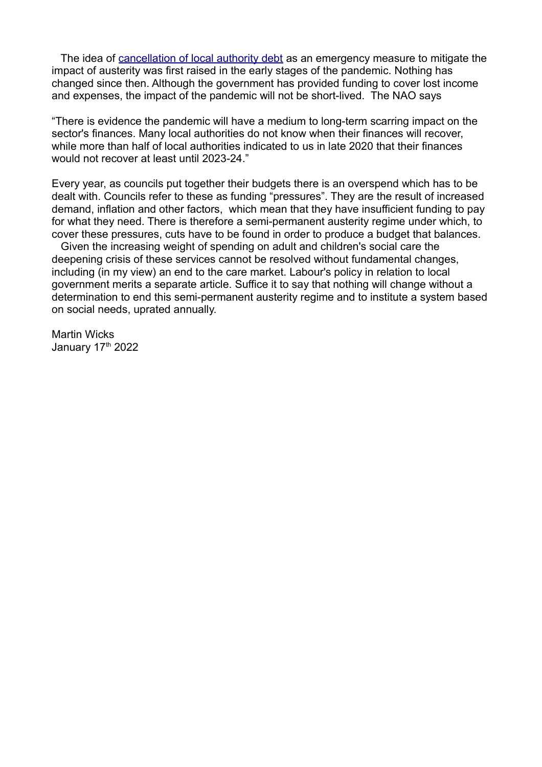The idea of [cancellation of local authority debt](#) as an emergency measure to mitigate the impact of austerity was first raised in the early stages of the pandemic. Nothing has changed since then. Although the government has provided funding to cover lost income and expenses, the impact of the pandemic will not be short-lived. The NAO says

"There is evidence the pandemic will have a medium to long-term scarring impact on the sector's finances. Many local authorities do not know when their finances will recover, while more than half of local authorities indicated to us in late 2020 that their finances would not recover at least until 2023-24."

Every year, as councils put together their budgets there is an overspend which has to be dealt with. Councils refer to these as funding "pressures". They are the result of increased demand, inflation and other factors, which mean that they have insufficient funding to pay for what they need. There is therefore a semi-permanent austerity regime under which, to cover these pressures, cuts have to be found in order to produce a budget that balances.

Given the increasing weight of spending on adult and children's social care the deepening crisis of these services cannot be resolved without fundamental changes, including (in my view) an end to the care market. Labour's policy in relation to local government merits a separate article. Suffice it to say that nothing will change without a determination to end this semi-permanent austerity regime and to institute a system based on social needs, uprated annually.

Martin Wicks
January 17th 2022